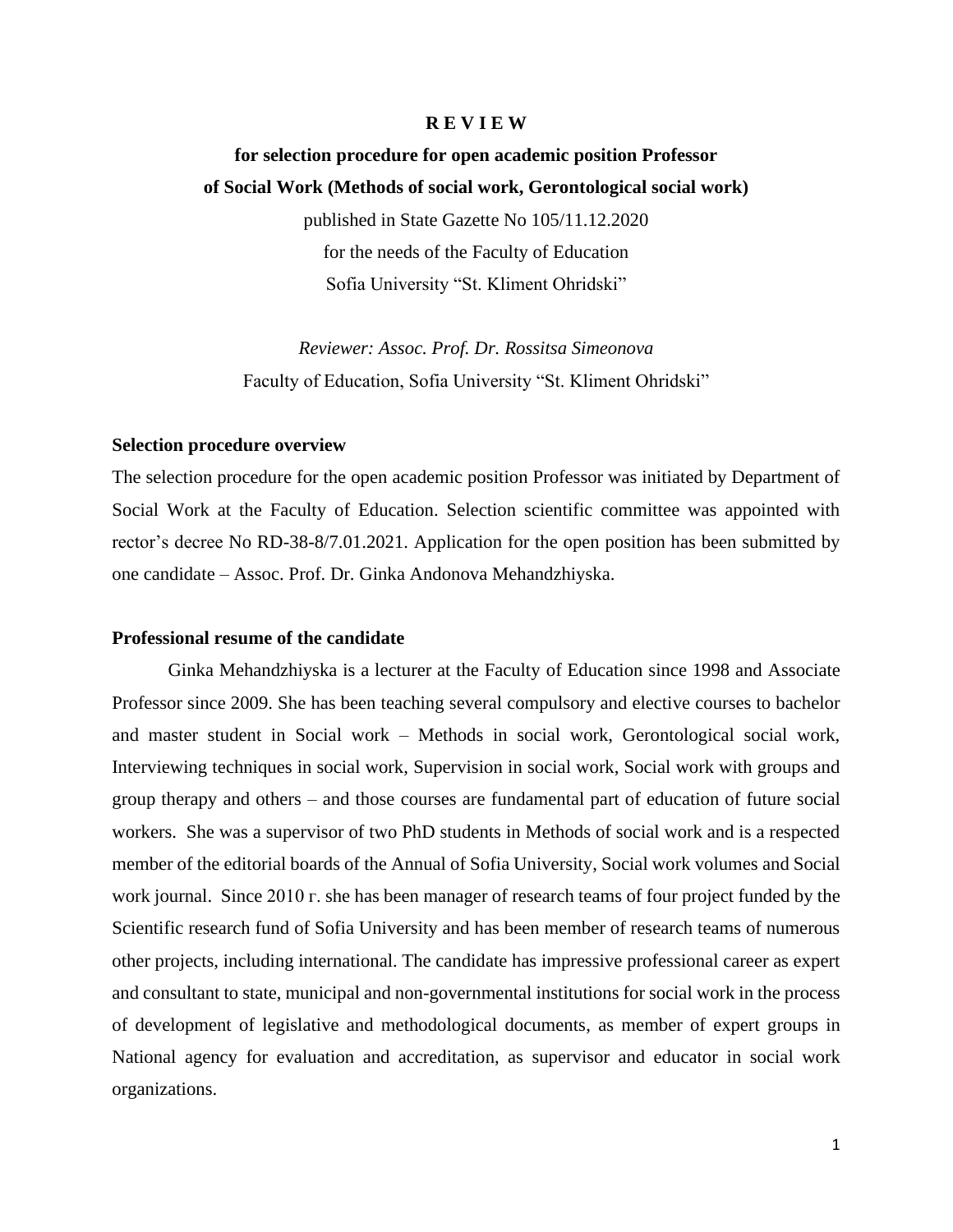# R E V I E W

**for selection procedure for open academic position Professor of Social Work (Methods of social work, Gerontological social work)**

published in State Gazette No 105/11.12.2020

for the needs of the Faculty of Education

Sofia University "St. Kliment Ohridski"

*Reviewer: Assoc. Prof. Dr. Rossitsa Simeonova*

Faculty of Education, Sofia University "St. Kliment Ohridski"

**Selection procedure overview**

The selection procedure for the open academic position Professor was initiated by Department of Social Work at the Faculty of Education. Selection scientific committee was appointed with rector's decree No RD-38-8/7.01.2021. Application for the open position has been submitted by one candidate – Assoc. Prof. Dr. Ginka Andonova Mehandzhiyska.

**Professional resume of the candidate**

Ginka Mehandzhiyska is a lecturer at the Faculty of Education since 1998 and Associate Professor since 2009. She has been teaching several compulsory and elective courses to bachelor and master student in Social work – Methods in social work, Gerontological social work, Interviewing techniques in social work, Supervision in social work, Social work with groups and group therapy and others – and those courses are fundamental part of education of future social workers. She was a supervisor of two PhD students in Methods of social work and is a respected member of the editorial boards of the Annual of Sofia University, Social work volumes and Social work journal. Since 2010 г. she has been manager of research teams of four project funded by the Scientific research fund of Sofia University and has been member of research teams of numerous other projects, including international. The candidate has impressive professional career as expert and consultant to state, municipal and non-governmental institutions for social work in the process of development of legislative and methodological documents, as member of expert groups in National agency for evaluation and accreditation, as supervisor and educator in social work organizations.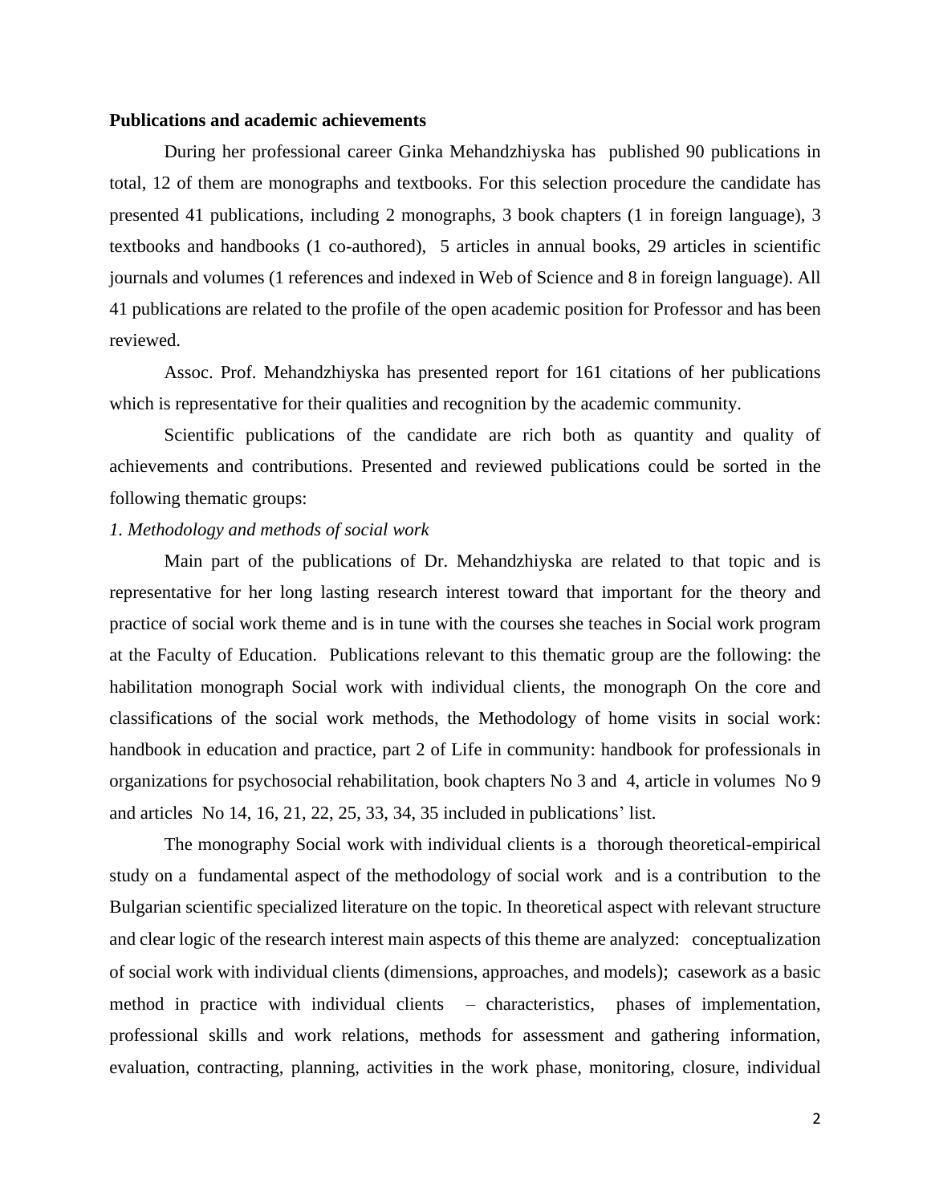**Publications and academic achievements**

During her professional career Ginka Mehandzhiyska has published 90 publications in total, 12 of them are monographs and textbooks. For this selection procedure the candidate has presented 41 publications, including 2 monographs, 3 book chapters (1 in foreign language), 3 textbooks and handbooks (1 co-authored), 5 articles in annual books, 29 articles in scientific journals and volumes (1 references and indexed in Web of Science and 8 in foreign language). All 41 publications are related to the profile of the open academic position for Professor and has been reviewed.

Assoc. Prof. Mehandzhiyska has presented report for 161 citations of her publications which is representative for their qualities and recognition by the academic community.

Scientific publications of the candidate are rich both as quantity and quality of achievements and contributions. Presented and reviewed publications could be sorted in the following thematic groups:

*1. Methodology and methods of social work*

Main part of the publications of Dr. Mehandzhiyska are related to that topic and is representative for her long lasting research interest toward that important for the theory and practice of social work theme and is in tune with the courses she teaches in Social work program at the Faculty of Education. Publications relevant to this thematic group are the following: the habilitation monograph Social work with individual clients, the monograph On the core and classifications of the social work methods, the Methodology of home visits in social work: handbook in education and practice, part 2 of Life in community: handbook for professionals in organizations for psychosocial rehabilitation, book chapters No 3 and 4, article in volumes No 9 and articles No 14, 16, 21, 22, 25, 33, 34, 35 included in publications' list.

The monography Social work with individual clients is a thorough theoretical-empirical study on a fundamental aspect of the methodology of social work and is a contribution to the Bulgarian scientific specialized literature on the topic. In theoretical aspect with relevant structure and clear logic of the research interest main aspects of this theme are analyzed: conceptualization of social work with individual clients (dimensions, approaches, and models); casework as a basic method in practice with individual clients – characteristics, phases of implementation, professional skills and work relations, methods for assessment and gathering information, evaluation, contracting, planning, activities in the work phase, monitoring, closure, individual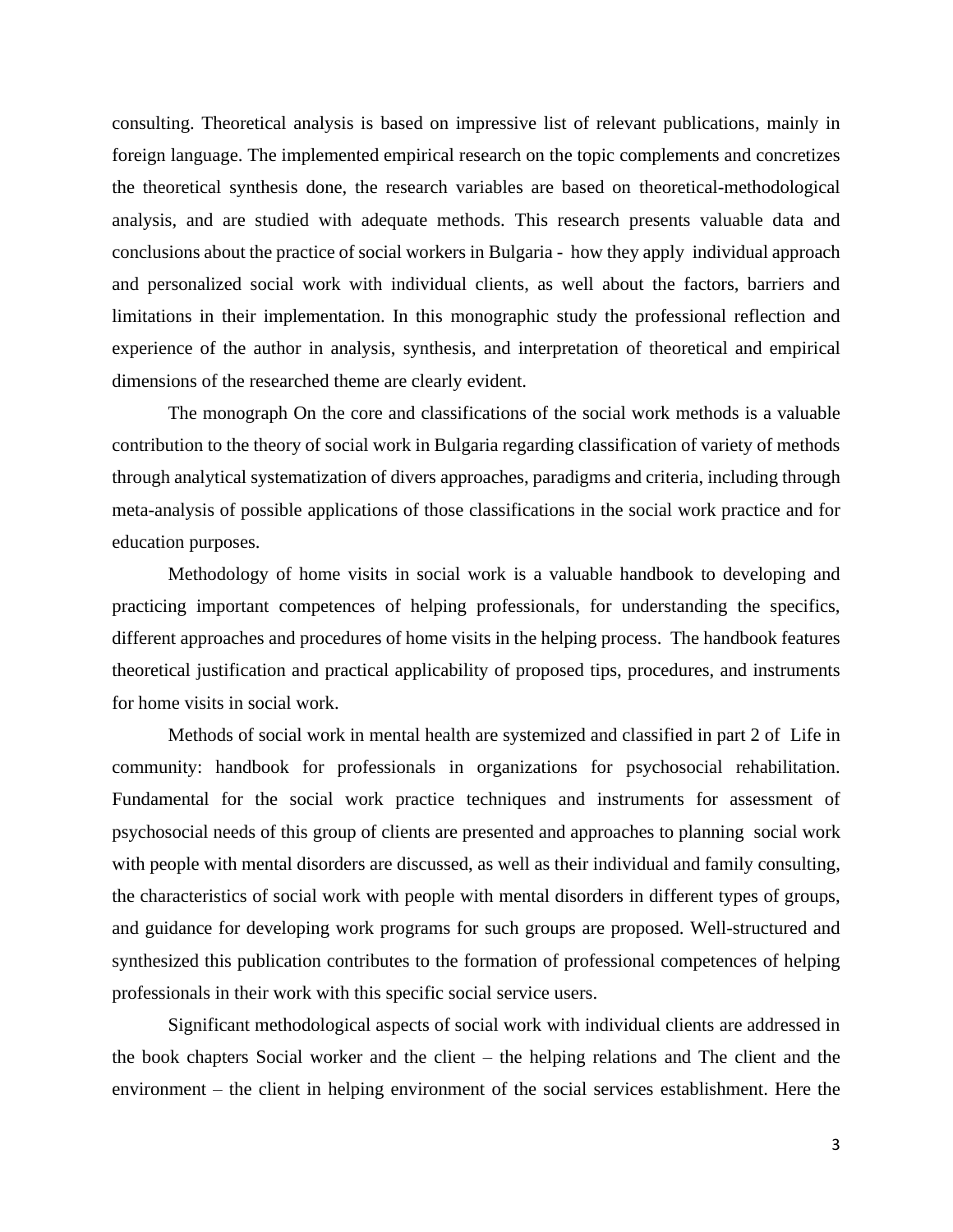consulting. Theoretical analysis is based on impressive list of relevant publications, mainly in foreign language. The implemented empirical research on the topic complements and concretizes the theoretical synthesis done, the research variables are based on theoretical-methodological analysis, and are studied with adequate methods. This research presents valuable data and conclusions about the practice of social workers in Bulgaria - how they apply individual approach and personalized social work with individual clients, as well about the factors, barriers and limitations in their implementation. In this monographic study the professional reflection and experience of the author in analysis, synthesis, and interpretation of theoretical and empirical dimensions of the researched theme are clearly evident.

The monograph On the core and classifications of the social work methods is a valuable contribution to the theory of social work in Bulgaria regarding classification of variety of methods through analytical systematization of divers approaches, paradigms and criteria, including through meta-analysis of possible applications of those classifications in the social work practice and for education purposes.

Methodology of home visits in social work is a valuable handbook to developing and practicing important competences of helping professionals, for understanding the specifics, different approaches and procedures of home visits in the helping process. The handbook features theoretical justification and practical applicability of proposed tips, procedures, and instruments for home visits in social work.

Methods of social work in mental health are systemized and classified in part 2 of Life in community: handbook for professionals in organizations for psychosocial rehabilitation. Fundamental for the social work practice techniques and instruments for assessment of psychosocial needs of this group of clients are presented and approaches to planning social work with people with mental disorders are discussed, as well as their individual and family consulting, the characteristics of social work with people with mental disorders in different types of groups, and guidance for developing work programs for such groups are proposed. Well-structured and synthesized this publication contributes to the formation of professional competences of helping professionals in their work with this specific social service users.

Significant methodological aspects of social work with individual clients are addressed in the book chapters Social worker and the client – the helping relations and The client and the environment – the client in helping environment of the social services establishment. Here the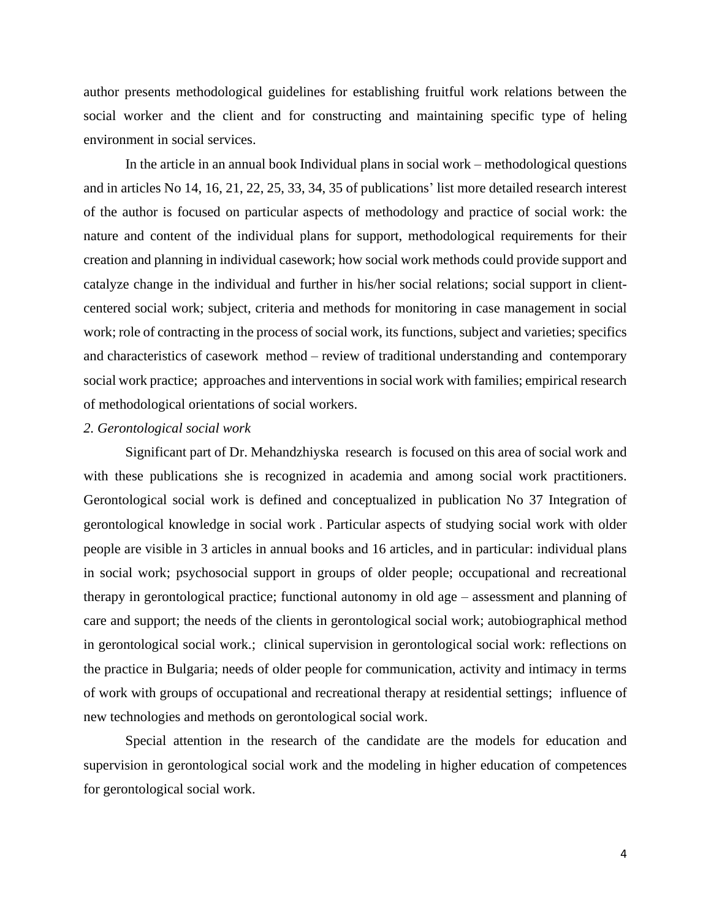author presents methodological guidelines for establishing fruitful work relations between the social worker and the client and for constructing and maintaining specific type of heling environment in social services.

In the article in an annual book Individual plans in social work – methodological questions and in articles No 14, 16, 21, 22, 25, 33, 34, 35 of publications' list more detailed research interest of the author is focused on particular aspects of methodology and practice of social work: the nature and content of the individual plans for support, methodological requirements for their creation and planning in individual casework; how social work methods could provide support and catalyze change in the individual and further in his/her social relations; social support in client-centered social work; subject, criteria and methods for monitoring in case management in social work; role of contracting in the process of social work, its functions, subject and varieties; specifics and characteristics of casework method – review of traditional understanding and contemporary social work practice; approaches and interventions in social work with families; empirical research of methodological orientations of social workers.

*2. Gerontological social work*

Significant part of Dr. Mehandzhiyska research is focused on this area of social work and with these publications she is recognized in academia and among social work practitioners. Gerontological social work is defined and conceptualized in publication No 37 Integration of gerontological knowledge in social work . Particular aspects of studying social work with older people are visible in 3 articles in annual books and 16 articles, and in particular: individual plans in social work; psychosocial support in groups of older people; occupational and recreational therapy in gerontological practice; functional autonomy in old age – assessment and planning of care and support; the needs of the clients in gerontological social work; autobiographical method in gerontological social work.; clinical supervision in gerontological social work: reflections on the practice in Bulgaria; needs of older people for communication, activity and intimacy in terms of work with groups of occupational and recreational therapy at residential settings; influence of new technologies and methods on gerontological social work.

Special attention in the research of the candidate are the models for education and supervision in gerontological social work and the modeling in higher education of competences for gerontological social work.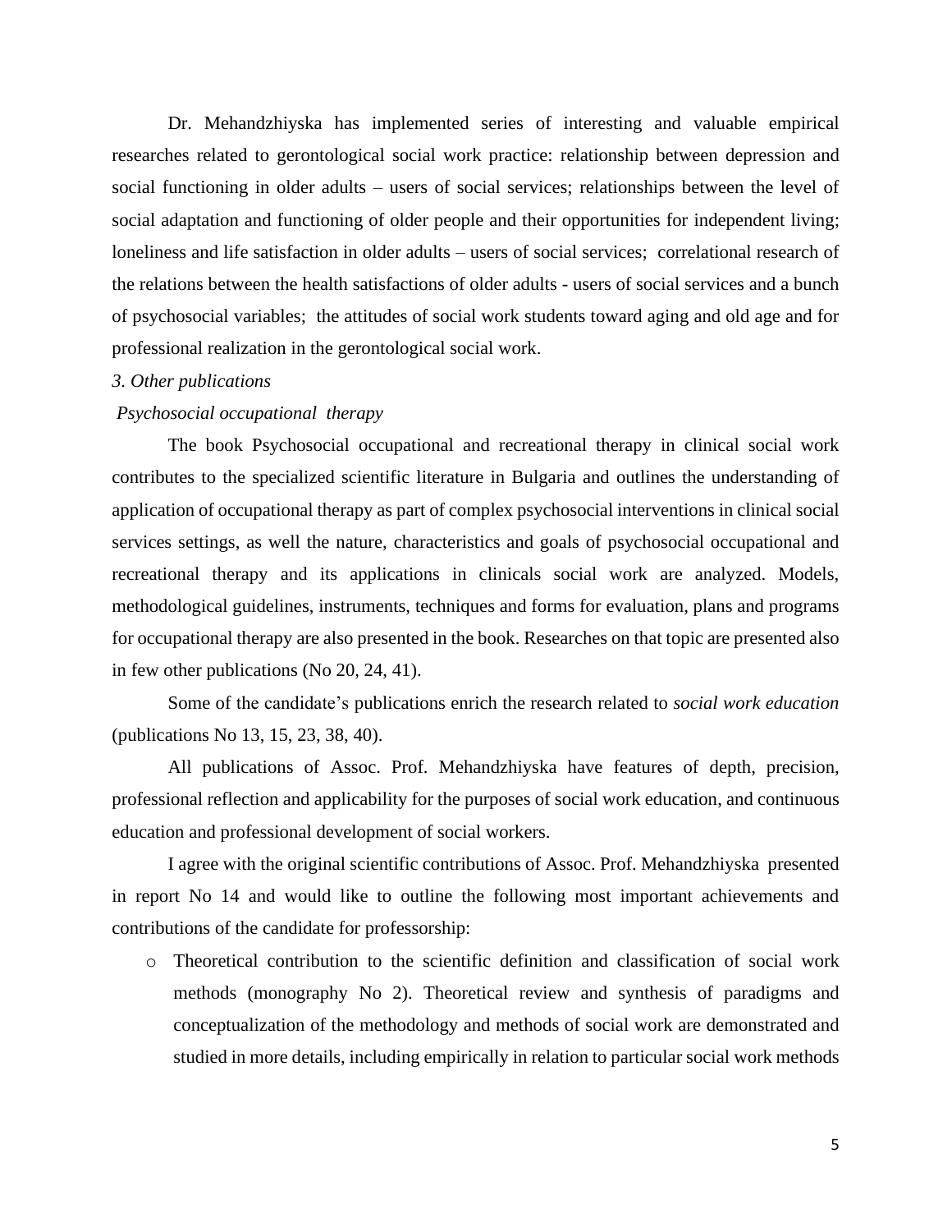Dr. Mehandzhiyska has implemented series of interesting and valuable empirical researches related to gerontological social work practice: relationship between depression and social functioning in older adults – users of social services; relationships between the level of social adaptation and functioning of older people and their opportunities for independent living; loneliness and life satisfaction in older adults – users of social services; correlational research of the relations between the health satisfactions of older adults - users of social services and a bunch of psychosocial variables; the attitudes of social work students toward aging and old age and for professional realization in the gerontological social work.

*3. Other publications*

*Psychosocial occupational therapy*

The book Psychosocial occupational and recreational therapy in clinical social work contributes to the specialized scientific literature in Bulgaria and outlines the understanding of application of occupational therapy as part of complex psychosocial interventions in clinical social services settings, as well the nature, characteristics and goals of psychosocial occupational and recreational therapy and its applications in clinicals social work are analyzed. Models, methodological guidelines, instruments, techniques and forms for evaluation, plans and programs for occupational therapy are also presented in the book. Researches on that topic are presented also in few other publications (No 20, 24, 41).

Some of the candidate's publications enrich the research related to *social work education* (publications No 13, 15, 23, 38, 40).

All publications of Assoc. Prof. Mehandzhiyska have features of depth, precision, professional reflection and applicability for the purposes of social work education, and continuous education and professional development of social workers.

I agree with the original scientific contributions of Assoc. Prof. Mehandzhiyska presented in report No 14 and would like to outline the following most important achievements and contributions of the candidate for professorship:

- Theoretical contribution to the scientific definition and classification of social work methods (monography No 2). Theoretical review and synthesis of paradigms and conceptualization of the methodology and methods of social work are demonstrated and studied in more details, including empirically in relation to particular social work methods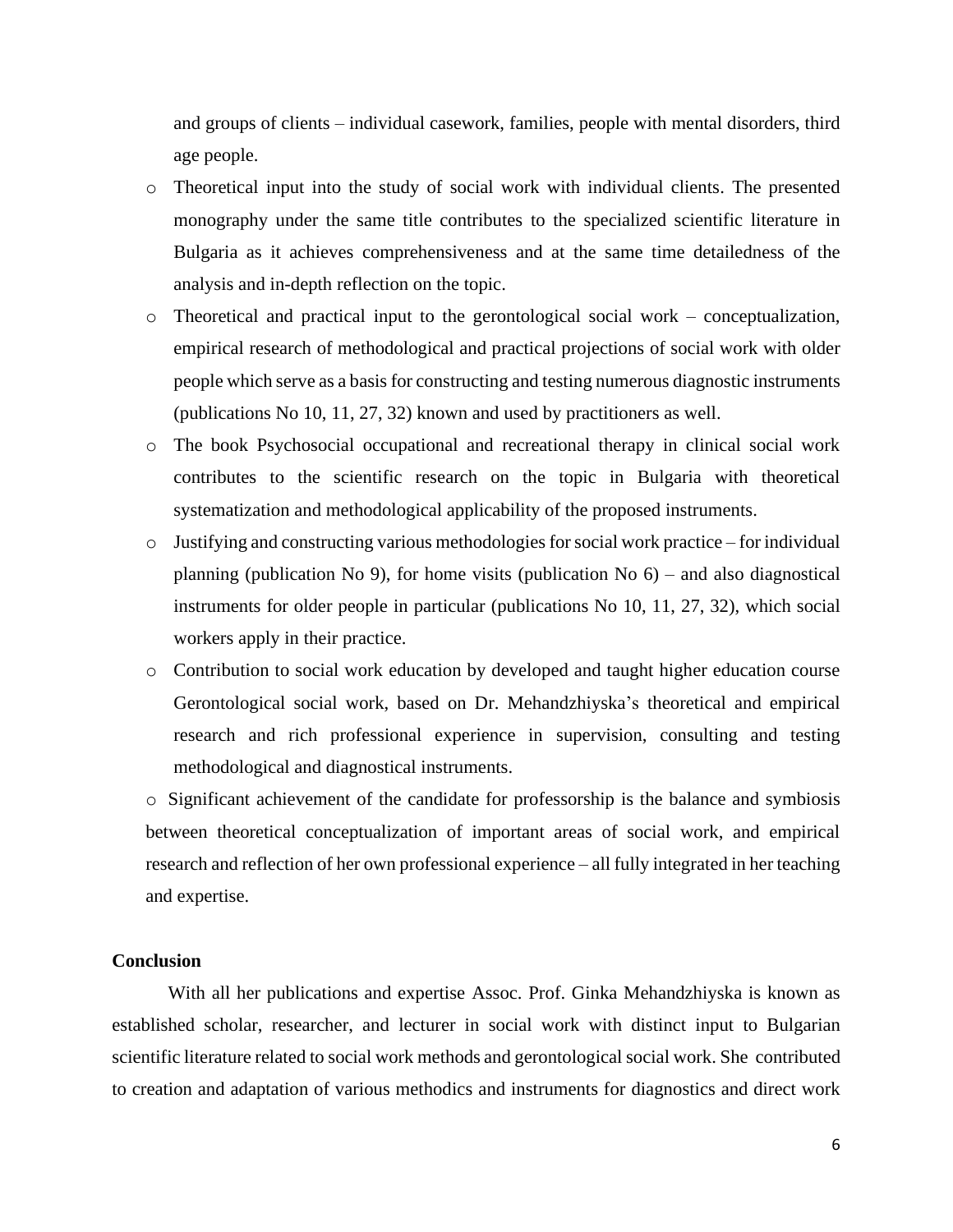and groups of clients – individual casework, families, people with mental disorders, third age people.

- Theoretical input into the study of social work with individual clients. The presented monography under the same title contributes to the specialized scientific literature in Bulgaria as it achieves comprehensiveness and at the same time detailedness of the analysis and in-depth reflection on the topic.
- Theoretical and practical input to the gerontological social work – conceptualization, empirical research of methodological and practical projections of social work with older people which serve as a basis for constructing and testing numerous diagnostic instruments (publications No 10, 11, 27, 32) known and used by practitioners as well.
- The book Psychosocial occupational and recreational therapy in clinical social work contributes to the scientific research on the topic in Bulgaria with theoretical systematization and methodological applicability of the proposed instruments.
- Justifying and constructing various methodologies for social work practice – for individual planning (publication No 9), for home visits (publication No 6) – and also diagnostical instruments for older people in particular (publications No 10, 11, 27, 32), which social workers apply in their practice.
- Contribution to social work education by developed and taught higher education course Gerontological social work, based on Dr. Mehandzhiyska's theoretical and empirical research and rich professional experience in supervision, consulting and testing methodological and diagnostical instruments.
- Significant achievement of the candidate for professorship is the balance and symbiosis between theoretical conceptualization of important areas of social work, and empirical research and reflection of her own professional experience – all fully integrated in her teaching and expertise.

**Conclusion**

With all her publications and expertise Assoc. Prof. Ginka Mehandzhiyska is known as established scholar, researcher, and lecturer in social work with distinct input to Bulgarian scientific literature related to social work methods and gerontological social work. She contributed to creation and adaptation of various methodics and instruments for diagnostics and direct work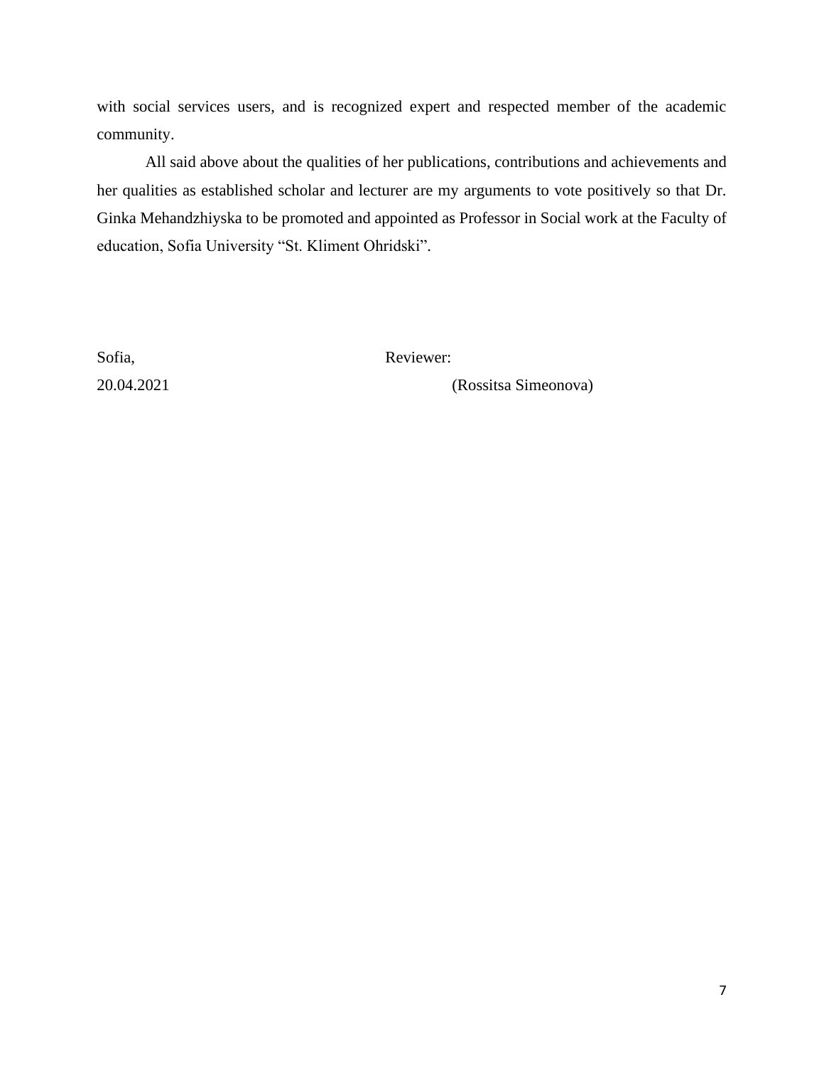with social services users, and is recognized expert and respected member of the academic community.

All said above about the qualities of her publications, contributions and achievements and her qualities as established scholar and lecturer are my arguments to vote positively so that Dr. Ginka Mehandzhiyska to be promoted and appointed as Professor in Social work at the Faculty of education, Sofia University "St. Kliment Ohridski".

Sofia, Reviewer:

20.04.2021 (Rossitsa Simeonova)